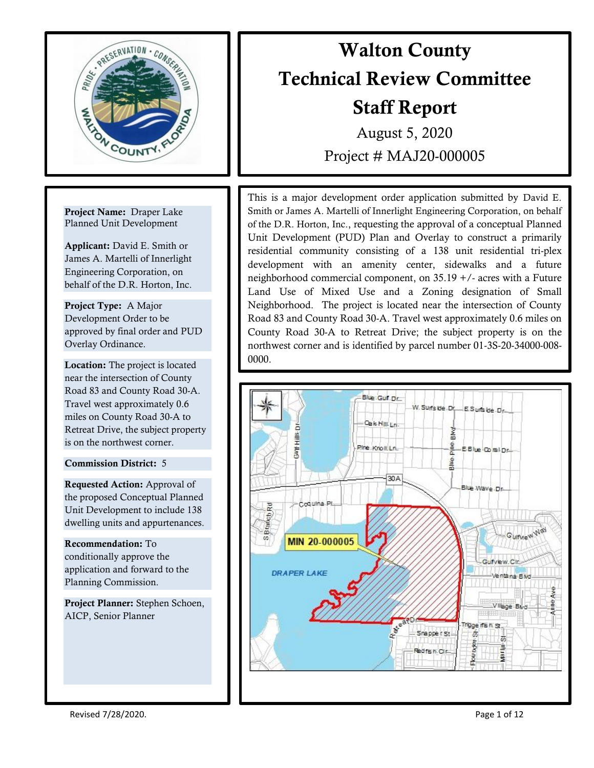# Walton County

# Technical Review Committee

# Staff Report

August 5, 2020

Project # MAJ20-000005

**Project Name:** Draper Lake Planned Unit Development

**Applicant:** David E. Smith or James A. Martelli of Innerlight Engineering Corporation, on behalf of the D.R. Horton, Inc.

**Project Type:** A Major Development Order to be approved by final order and PUD Overlay Ordinance.

**Location:** The project is located near the intersection of County Road 83 and County Road 30-A. Travel west approximately 0.6 miles on County Road 30-A to Retreat Drive, the subject property is on the northwest corner.

**Commission District:** 5

**Requested Action:** Approval of the proposed Conceptual Planned Unit Development to include 138 dwelling units and appurtenances.

**Recommendation:** To conditionally approve the application and forward to the Planning Commission.

**Project Planner:** Stephen Schoen, AICP, Senior Planner

This is a major development order application submitted by David E. Smith or James A. Martelli of Innerlight Engineering Corporation, on behalf of the D.R. Horton, Inc., requesting the approval of a conceptual Planned Unit Development (PUD) Plan and Overlay to construct a primarily residential community consisting of a 138 unit residential tri-plex development with an amenity center, sidewalks and a future neighborhood commercial component, on 35.19 +/- acres with a Future Land Use of Mixed Use and a Zoning designation of Small Neighborhood. The project is located near the intersection of County Road 83 and County Road 30-A. Travel west approximately 0.6 miles on County Road 30-A to Retreat Drive; the subject property is on the northwest corner and is identified by parcel number 01-3S-20-34000-008-0000.

Blue Gulf Dr
W. Surfside Dr
E Surfside Dr
Oak Hill Ln
Gulf Hills Dr
Blue Pine Blvd
Pine Knoll Ln
E Blue Coral Dr
30A
Blue Wave Dr
Coquina Pl
S Branch Rd
Gulfview Way
MIN 20-000005
DRAPER LAKE
Gulfview Cir
Ventana Blvd
Village Blvd
Anne Ave
Retreat Dr
Triggerfish St
Snapper St
Redfish Cir
Flounder St
Marlin St

Revised 7/28/2020.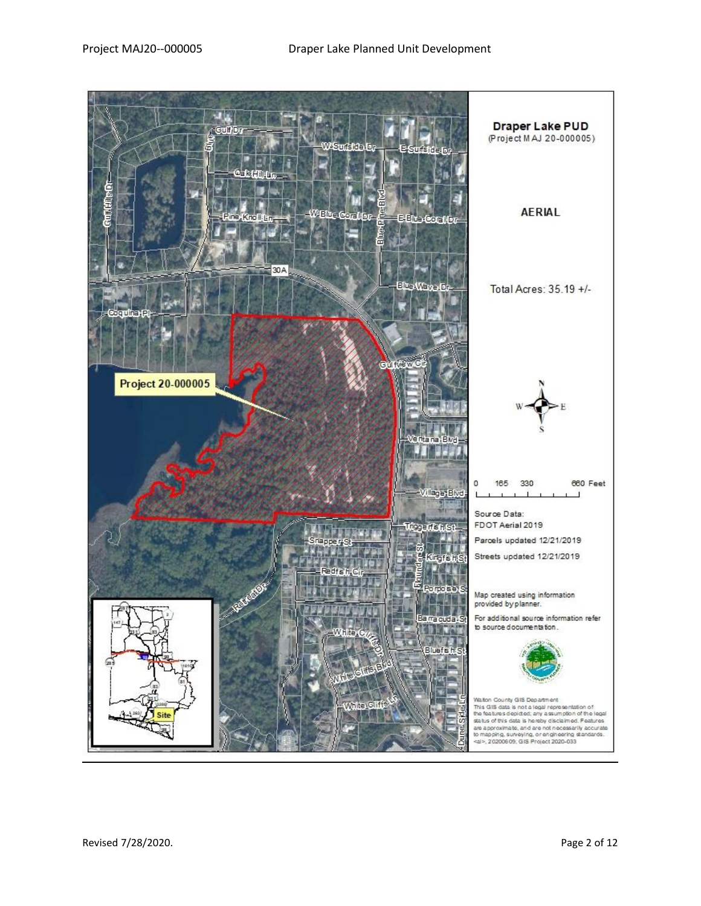**Draper Lake PUD**
(Project MAJ 20-000005)

**AERIAL**

Total Acres: 35.19 +/-

Project 20-000005

Gulf Dr
W Surfside Dr
E Surfside Dr
Oak Hill Ln
Gulf Hills Dr
Pine Knoll Ln
W Blue Coral Dr
E Blue Coral Dr
Blue Pine Blvd
30A
Blue Wave Dr
Coquina Pl
Gulfview Cir
Ventana Blvd
Village Blvd
Triggerfish St
Snapper St
Kingfish St
Redfish Cir
Flounder St
Porpoise St
Retreat Dr
Barracuda St
White Cliffs Dr
Bluefish St
White Cliffs Blvd
White Cliffs Ln
Dune Side Ln
Site

0 165 330 660 Feet

Source Data:
FDOT Aerial 2019

Parcels updated 12/21/2019

Streets updated 12/21/2019

Map created using information provided by planner.

For additional source information refer to source documentation.

Walton County GIS Department
This GIS data is not a legal representation of the features depicted; any assumption of the legal status of this data is hereby disclaimed. Features are approximate, and are not necessarily accurate to mapping, surveying, or engineering standards.
<al>, 20200609; GIS Project 2020-033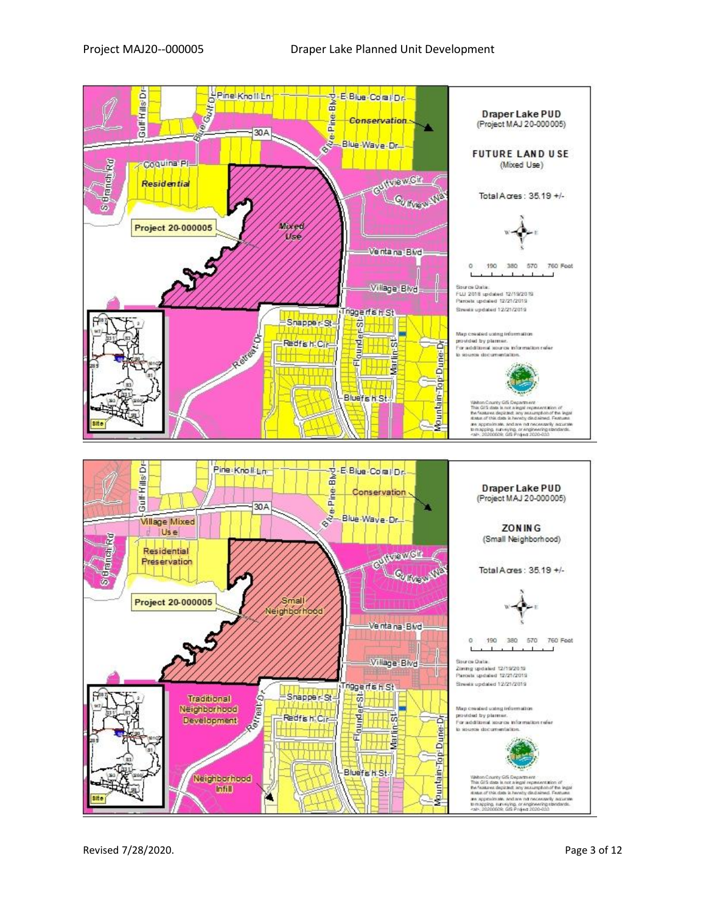Pine-Knoll-Ln
E-Blue-Coral-Dr
Gulf-Hills-Dr
Blue-Gulf-Dr
Blue-Pine-Blvd
Conservation
30A
Blue-Wave-Dr
Coquina-Pl
S-Branch-Rd
Residential
Gulfview-Cir
Gulfview-Way
Project 20-000005
Mixed Use
Ventana-Blvd
Village-Blvd
Triggerfish-St
Snapper-St
Retreat-Dr
Redfish-Cir
Flounder-St
Marlin-St
Mountain-Top-Dune-Dr
Bluefish-St
Site

Draper Lake PUD
(Project MAJ 20-000005)

FUTURE LAND USE
(Mixed Use)

Total Acres: 35.19 +/-

0 190 380 570 760 Feet

Source Data:
FLU 2018 updated 12/19/2019
Parcels updated 12/21/2019
Streets updated 12/21/2019

Map created using information provided by planner.
For additional source information refer to source documentation.

Walton County GIS Department
This GIS data is not a legal representation of the features depicted; any assumption of the legal status of this data is hereby disclaimed. Features are approximate, and are not necessarily accurate to mapping, surveying, or engineering standards.
<alt>: 20200509; GIS Project 2020-033

Pine-Knoll-Ln
E-Blue-Coral-Dr
Gulf-Hills-Dr
Blue-Pine-Blvd
Conservation
30A
Blue-Wave-Dr
Village Mixed Use
S-Branch-Rd
Residential Preservation
Gulfview-Cir
Gulfview-Way
Project 20-000005
Small Neighborhood
Ventana-Blvd
Village-Blvd
Triggerfish-St
Traditional Neighborhood Development
Snapper-St
Retreat-Dr
Redfish-Cir
Flounder-St
Marlin-St
Mountain-Top-Dune-Dr
Neighborhood Infill
Bluefish-St
Site

Draper Lake PUD
(Project MAJ 20-000005)

ZONING
(Small Neighborhood)

Total Acres: 35.19 +/-

0 190 380 570 760 Feet

Source Data:
Zoning updated 12/19/2019
Parcels updated 12/21/2019
Streets updated 12/21/2019

Map created using information provided by planner.
For additional source information refer to source documentation.

Walton County GIS Department
This GIS data is not a legal representation of the features depicted; any assumption of the legal status of this data is hereby disclaimed. Features are approximate, and are not necessarily accurate to mapping, surveying, or engineering standards.
<alt>: 20200509; GIS Project 2020-033

Revised 7/28/2020.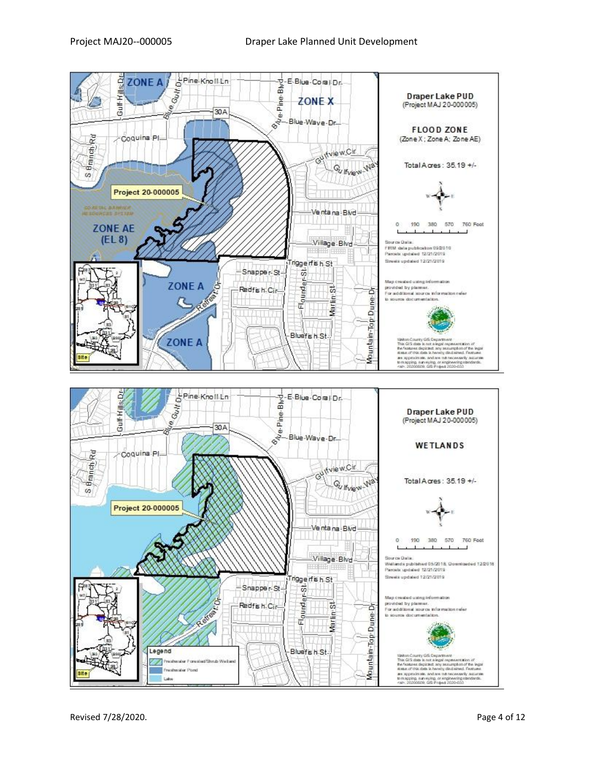ZONE A

ZONE X

Pine-Knoll-Ln

E-Blue-Coral-Dr

Gulf-Hills-Dr

Blue-Gulf-Dr

Blue-Pine-Blvd

30A

Blue-Wave-Dr

Coquina-Pl

S-Branch-Rd

Gulfview-Cir

Gulfview-Way

Project 20-000005

COASTAL BARRIER RESOURCES SYSTEM

ZONE AE (EL 8)

Ventana-Blvd

Village-Blvd

Triggerfish-St

Snapper-St

Flounder-St

ZONE A

Redfish-Cir

Marlin-St

Retreat-Dr

Mountain-Top-Dune-Dr

Bluefish-St

ZONE A

**Draper Lake PUD**
(Project MAJ 20-000005)

**FLOOD ZONE**
(Zone X; Zone A; Zone AE)

Total Acres: 35.19 +/-

0 190 380 570 760 Feet

Source Data:
FIRM data publication 08/2010
Parcels updated 12/21/2019
Streets updated 12/21/2019

Map created using information provided by planner.
For additional source information refer to source documentation.

Walton County GIS Department
This GIS data is not a legal representation of the features depicted; any assumption of the legal status of this data is hereby disclaimed. Features are approximate, and are not necessarily accurate to mapping, surveying, or engineering standards.

Pine-Knoll-Ln

E-Blue-Coral-Dr

Gulf-Hills-Dr

Blue-Gulf-Dr

Blue-Pine-Blvd

30A

Blue-Wave-Dr

Coquina-Pl

S-Branch-Rd

Gulfview-Cir

Gulfview-Way

Project 20-000005

Ventana-Blvd

Village-Blvd

Triggerfish-St

Snapper-St

Flounder-St

Redfish-Cir

Marlin-St

Retreat-Dr

Mountain-Top-Dune-Dr

Bluefish-St

Legend
Freshwater Forested/Shrub Wetland
Freshwater Pond
Lake

**Draper Lake PUD**
(Project MAJ 20-000005)

**WETLANDS**

Total Acres: 35.19 +/-

0 190 380 570 760 Feet

Source Data:
Wetlands published 05/2018, Downloaded 12/2018
Parcels updated 12/21/2019
Streets updated 12/21/2019

Map created using information provided by planner.
For additional source information refer to source documentation.

Walton County GIS Department
This GIS data is not a legal representation of the features depicted; any assumption of the legal status of this data is hereby disclaimed. Features are approximate, and are not necessarily accurate to mapping, surveying, or engineering standards.

Revised 7/28/2020.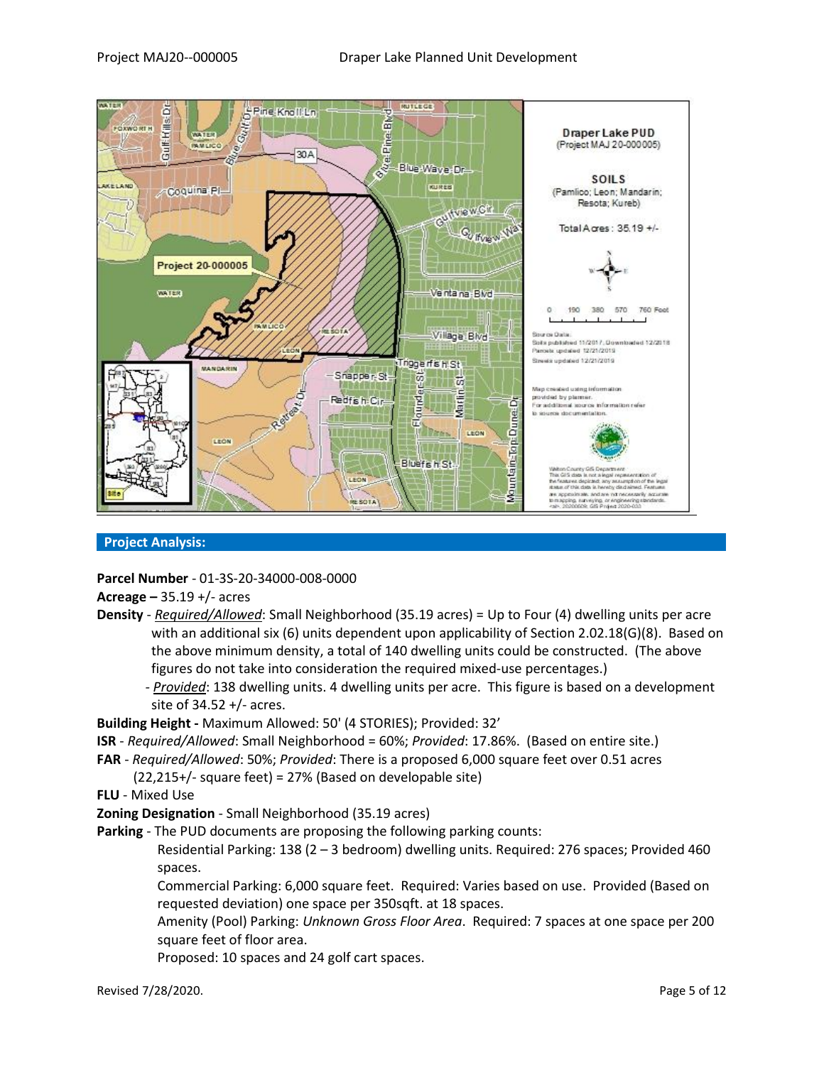## Project Analysis:

**Parcel Number** - 01-3S-20-34000-008-0000

**Acreage –** 35.19 +/- acres

**Density** - *Required/Allowed*: Small Neighborhood (35.19 acres) = Up to Four (4) dwelling units per acre with an additional six (6) units dependent upon applicability of Section 2.02.18(G)(8). Based on the above minimum density, a total of 140 dwelling units could be constructed. (The above figures do not take into consideration the required mixed-use percentages.)

- *Provided*: 138 dwelling units. 4 dwelling units per acre. This figure is based on a development site of 34.52 +/- acres.

**Building Height -** Maximum Allowed: 50' (4 STORIES); Provided: 32'

**ISR** - *Required/Allowed*: Small Neighborhood = 60%; *Provided*: 17.86%. (Based on entire site.)

**FAR** - *Required/Allowed*: 50%; *Provided*: There is a proposed 6,000 square feet over 0.51 acres (22,215+/- square feet) = 27% (Based on developable site)

**FLU** - Mixed Use

**Zoning Designation** - Small Neighborhood (35.19 acres)

**Parking** - The PUD documents are proposing the following parking counts:

Residential Parking: 138 (2 – 3 bedroom) dwelling units. Required: 276 spaces; Provided 460 spaces.

Commercial Parking: 6,000 square feet. Required: Varies based on use. Provided (Based on requested deviation) one space per 350sqft. at 18 spaces.

Amenity (Pool) Parking: *Unknown Gross Floor Area*. Required: 7 spaces at one space per 200 square feet of floor area.

Proposed: 10 spaces and 24 golf cart spaces.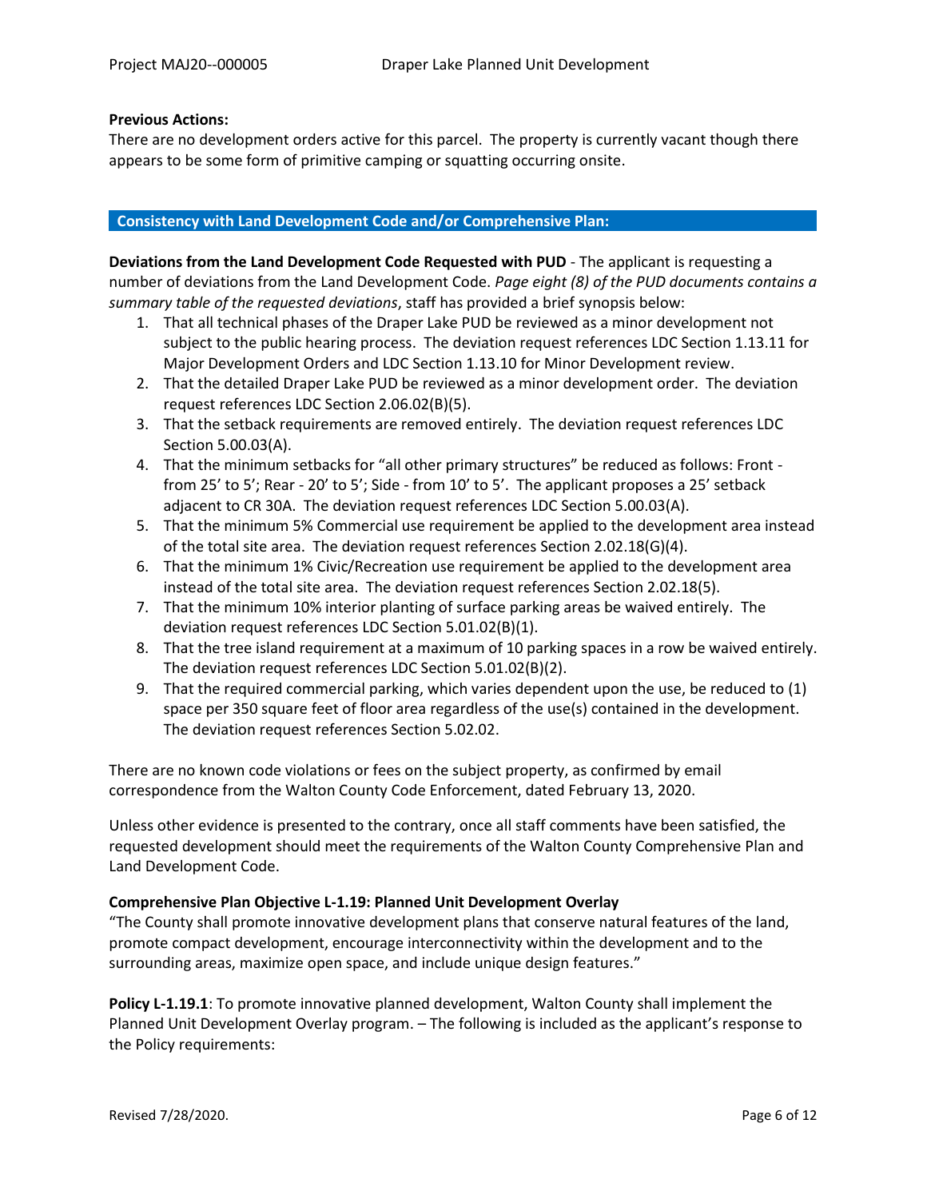**Previous Actions:**
There are no development orders active for this parcel. The property is currently vacant though there appears to be some form of primitive camping or squatting occurring onsite.

## Consistency with Land Development Code and/or Comprehensive Plan:

**Deviations from the Land Development Code Requested with PUD** - The applicant is requesting a number of deviations from the Land Development Code. *Page eight (8) of the PUD documents contains a summary table of the requested deviations*, staff has provided a brief synopsis below:

1. That all technical phases of the Draper Lake PUD be reviewed as a minor development not subject to the public hearing process. The deviation request references LDC Section 1.13.11 for Major Development Orders and LDC Section 1.13.10 for Minor Development review.
2. That the detailed Draper Lake PUD be reviewed as a minor development order. The deviation request references LDC Section 2.06.02(B)(5).
3. That the setback requirements are removed entirely. The deviation request references LDC Section 5.00.03(A).
4. That the minimum setbacks for "all other primary structures" be reduced as follows: Front - from 25' to 5'; Rear - 20' to 5'; Side - from 10' to 5'. The applicant proposes a 25' setback adjacent to CR 30A. The deviation request references LDC Section 5.00.03(A).
5. That the minimum 5% Commercial use requirement be applied to the development area instead of the total site area. The deviation request references Section 2.02.18(G)(4).
6. That the minimum 1% Civic/Recreation use requirement be applied to the development area instead of the total site area. The deviation request references Section 2.02.18(5).
7. That the minimum 10% interior planting of surface parking areas be waived entirely. The deviation request references LDC Section 5.01.02(B)(1).
8. That the tree island requirement at a maximum of 10 parking spaces in a row be waived entirely. The deviation request references LDC Section 5.01.02(B)(2).
9. That the required commercial parking, which varies dependent upon the use, be reduced to (1) space per 350 square feet of floor area regardless of the use(s) contained in the development. The deviation request references Section 5.02.02.

There are no known code violations or fees on the subject property, as confirmed by email correspondence from the Walton County Code Enforcement, dated February 13, 2020.

Unless other evidence is presented to the contrary, once all staff comments have been satisfied, the requested development should meet the requirements of the Walton County Comprehensive Plan and Land Development Code.

**Comprehensive Plan Objective L-1.19: Planned Unit Development Overlay**
"The County shall promote innovative development plans that conserve natural features of the land, promote compact development, encourage interconnectivity within the development and to the surrounding areas, maximize open space, and include unique design features."

**Policy L-1.19.1**: To promote innovative planned development, Walton County shall implement the Planned Unit Development Overlay program. – The following is included as the applicant's response to the Policy requirements: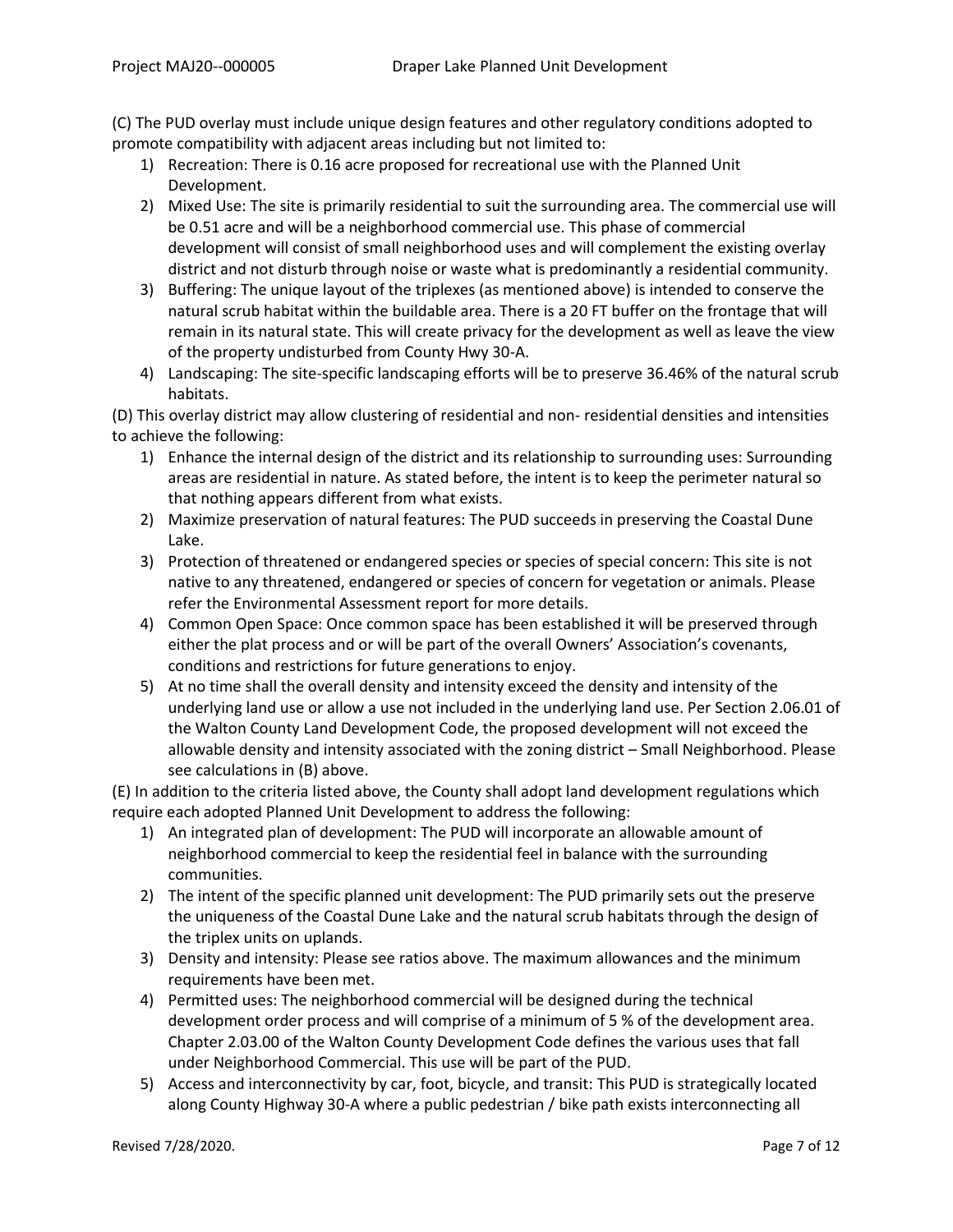(C) The PUD overlay must include unique design features and other regulatory conditions adopted to promote compatibility with adjacent areas including but not limited to:

1) Recreation: There is 0.16 acre proposed for recreational use with the Planned Unit Development.
2) Mixed Use: The site is primarily residential to suit the surrounding area. The commercial use will be 0.51 acre and will be a neighborhood commercial use. This phase of commercial development will consist of small neighborhood uses and will complement the existing overlay district and not disturb through noise or waste what is predominantly a residential community.
3) Buffering: The unique layout of the triplexes (as mentioned above) is intended to conserve the natural scrub habitat within the buildable area. There is a 20 FT buffer on the frontage that will remain in its natural state. This will create privacy for the development as well as leave the view of the property undisturbed from County Hwy 30-A.
4) Landscaping: The site-specific landscaping efforts will be to preserve 36.46% of the natural scrub habitats.

(D) This overlay district may allow clustering of residential and non- residential densities and intensities to achieve the following:

1) Enhance the internal design of the district and its relationship to surrounding uses: Surrounding areas are residential in nature. As stated before, the intent is to keep the perimeter natural so that nothing appears different from what exists.
2) Maximize preservation of natural features: The PUD succeeds in preserving the Coastal Dune Lake.
3) Protection of threatened or endangered species or species of special concern: This site is not native to any threatened, endangered or species of concern for vegetation or animals. Please refer the Environmental Assessment report for more details.
4) Common Open Space: Once common space has been established it will be preserved through either the plat process and or will be part of the overall Owners' Association's covenants, conditions and restrictions for future generations to enjoy.
5) At no time shall the overall density and intensity exceed the density and intensity of the underlying land use or allow a use not included in the underlying land use. Per Section 2.06.01 of the Walton County Land Development Code, the proposed development will not exceed the allowable density and intensity associated with the zoning district – Small Neighborhood. Please see calculations in (B) above.

(E) In addition to the criteria listed above, the County shall adopt land development regulations which require each adopted Planned Unit Development to address the following:

1) An integrated plan of development: The PUD will incorporate an allowable amount of neighborhood commercial to keep the residential feel in balance with the surrounding communities.
2) The intent of the specific planned unit development: The PUD primarily sets out the preserve the uniqueness of the Coastal Dune Lake and the natural scrub habitats through the design of the triplex units on uplands.
3) Density and intensity: Please see ratios above. The maximum allowances and the minimum requirements have been met.
4) Permitted uses: The neighborhood commercial will be designed during the technical development order process and will comprise of a minimum of 5 % of the development area. Chapter 2.03.00 of the Walton County Development Code defines the various uses that fall under Neighborhood Commercial. This use will be part of the PUD.
5) Access and interconnectivity by car, foot, bicycle, and transit: This PUD is strategically located along County Highway 30-A where a public pedestrian / bike path exists interconnecting all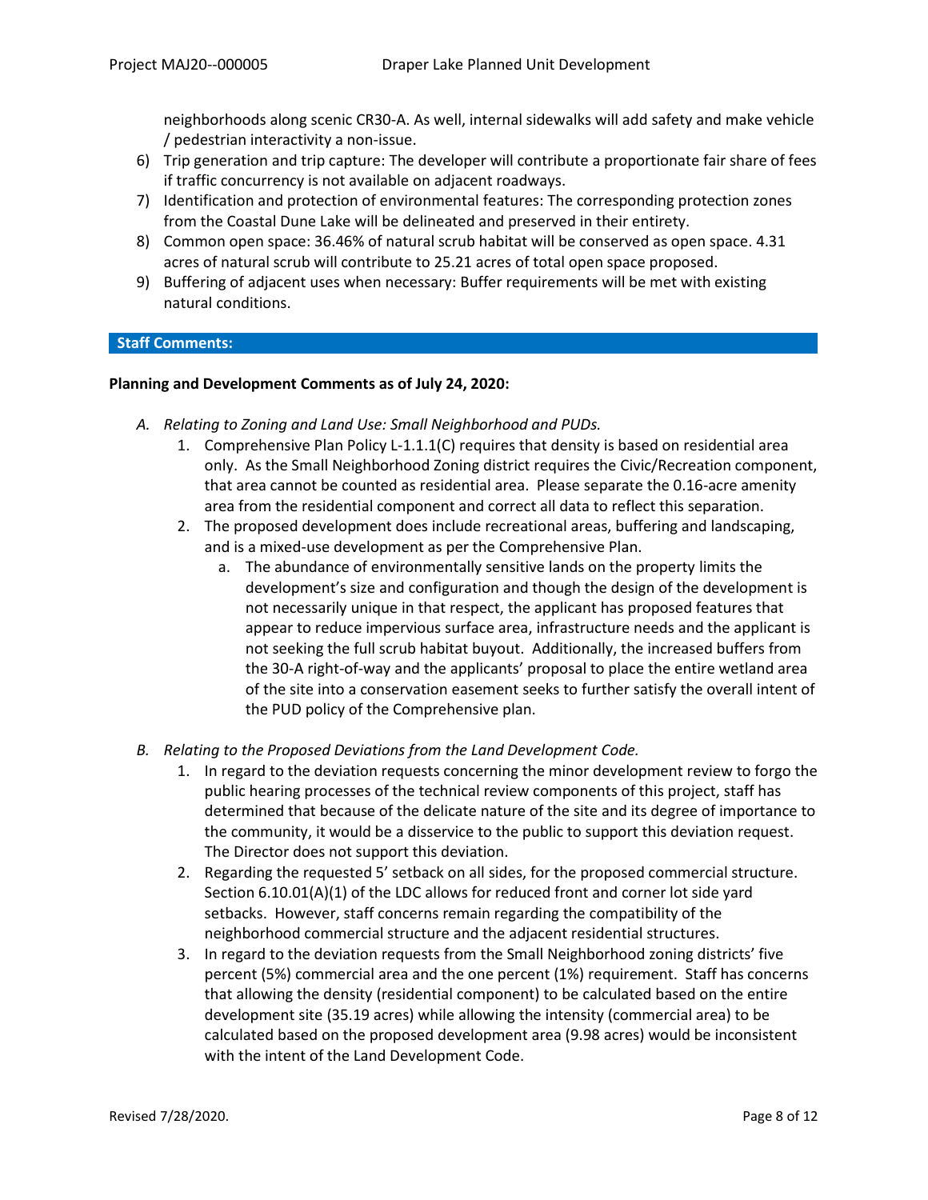neighborhoods along scenic CR30-A. As well, internal sidewalks will add safety and make vehicle / pedestrian interactivity a non-issue.

6) Trip generation and trip capture: The developer will contribute a proportionate fair share of fees if traffic concurrency is not available on adjacent roadways.
7) Identification and protection of environmental features: The corresponding protection zones from the Coastal Dune Lake will be delineated and preserved in their entirety.
8) Common open space: 36.46% of natural scrub habitat will be conserved as open space. 4.31 acres of natural scrub will contribute to 25.21 acres of total open space proposed.
9) Buffering of adjacent uses when necessary: Buffer requirements will be met with existing natural conditions.

## Staff Comments:

**Planning and Development Comments as of July 24, 2020:**

*A. Relating to Zoning and Land Use: Small Neighborhood and PUDs.*

1. Comprehensive Plan Policy L-1.1.1(C) requires that density is based on residential area only. As the Small Neighborhood Zoning district requires the Civic/Recreation component, that area cannot be counted as residential area. Please separate the 0.16-acre amenity area from the residential component and correct all data to reflect this separation.
2. The proposed development does include recreational areas, buffering and landscaping, and is a mixed-use development as per the Comprehensive Plan.
   a. The abundance of environmentally sensitive lands on the property limits the development's size and configuration and though the design of the development is not necessarily unique in that respect, the applicant has proposed features that appear to reduce impervious surface area, infrastructure needs and the applicant is not seeking the full scrub habitat buyout. Additionally, the increased buffers from the 30-A right-of-way and the applicants' proposal to place the entire wetland area of the site into a conservation easement seeks to further satisfy the overall intent of the PUD policy of the Comprehensive plan.

*B. Relating to the Proposed Deviations from the Land Development Code.*

1. In regard to the deviation requests concerning the minor development review to forgo the public hearing processes of the technical review components of this project, staff has determined that because of the delicate nature of the site and its degree of importance to the community, it would be a disservice to the public to support this deviation request. The Director does not support this deviation.
2. Regarding the requested 5' setback on all sides, for the proposed commercial structure. Section 6.10.01(A)(1) of the LDC allows for reduced front and corner lot side yard setbacks. However, staff concerns remain regarding the compatibility of the neighborhood commercial structure and the adjacent residential structures.
3. In regard to the deviation requests from the Small Neighborhood zoning districts' five percent (5%) commercial area and the one percent (1%) requirement. Staff has concerns that allowing the density (residential component) to be calculated based on the entire development site (35.19 acres) while allowing the intensity (commercial area) to be calculated based on the proposed development area (9.98 acres) would be inconsistent with the intent of the Land Development Code.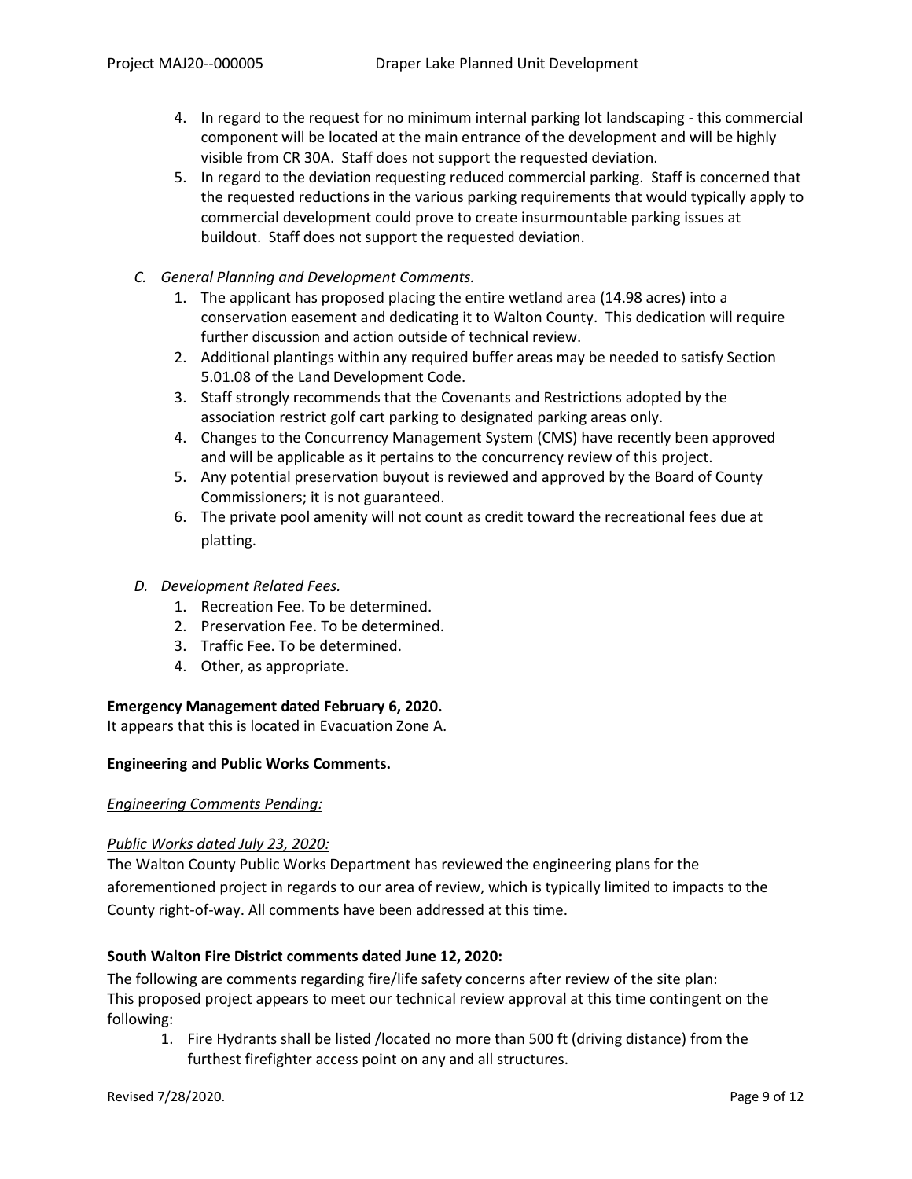4. In regard to the request for no minimum internal parking lot landscaping - this commercial component will be located at the main entrance of the development and will be highly visible from CR 30A. Staff does not support the requested deviation.
5. In regard to the deviation requesting reduced commercial parking. Staff is concerned that the requested reductions in the various parking requirements that would typically apply to commercial development could prove to create insurmountable parking issues at buildout. Staff does not support the requested deviation.

*C. General Planning and Development Comments.*

1. The applicant has proposed placing the entire wetland area (14.98 acres) into a conservation easement and dedicating it to Walton County. This dedication will require further discussion and action outside of technical review.
2. Additional plantings within any required buffer areas may be needed to satisfy Section 5.01.08 of the Land Development Code.
3. Staff strongly recommends that the Covenants and Restrictions adopted by the association restrict golf cart parking to designated parking areas only.
4. Changes to the Concurrency Management System (CMS) have recently been approved and will be applicable as it pertains to the concurrency review of this project.
5. Any potential preservation buyout is reviewed and approved by the Board of County Commissioners; it is not guaranteed.
6. The private pool amenity will not count as credit toward the recreational fees due at platting.

*D. Development Related Fees.*

1. Recreation Fee. To be determined.
2. Preservation Fee. To be determined.
3. Traffic Fee. To be determined.
4. Other, as appropriate.

**Emergency Management dated February 6, 2020.**

It appears that this is located in Evacuation Zone A.

**Engineering and Public Works Comments.**

*Engineering Comments Pending:*

*Public Works dated July 23, 2020:*

The Walton County Public Works Department has reviewed the engineering plans for the aforementioned project in regards to our area of review, which is typically limited to impacts to the County right-of-way. All comments have been addressed at this time.

**South Walton Fire District comments dated June 12, 2020:**

The following are comments regarding fire/life safety concerns after review of the site plan:
This proposed project appears to meet our technical review approval at this time contingent on the following:

1. Fire Hydrants shall be listed /located no more than 500 ft (driving distance) from the furthest firefighter access point on any and all structures.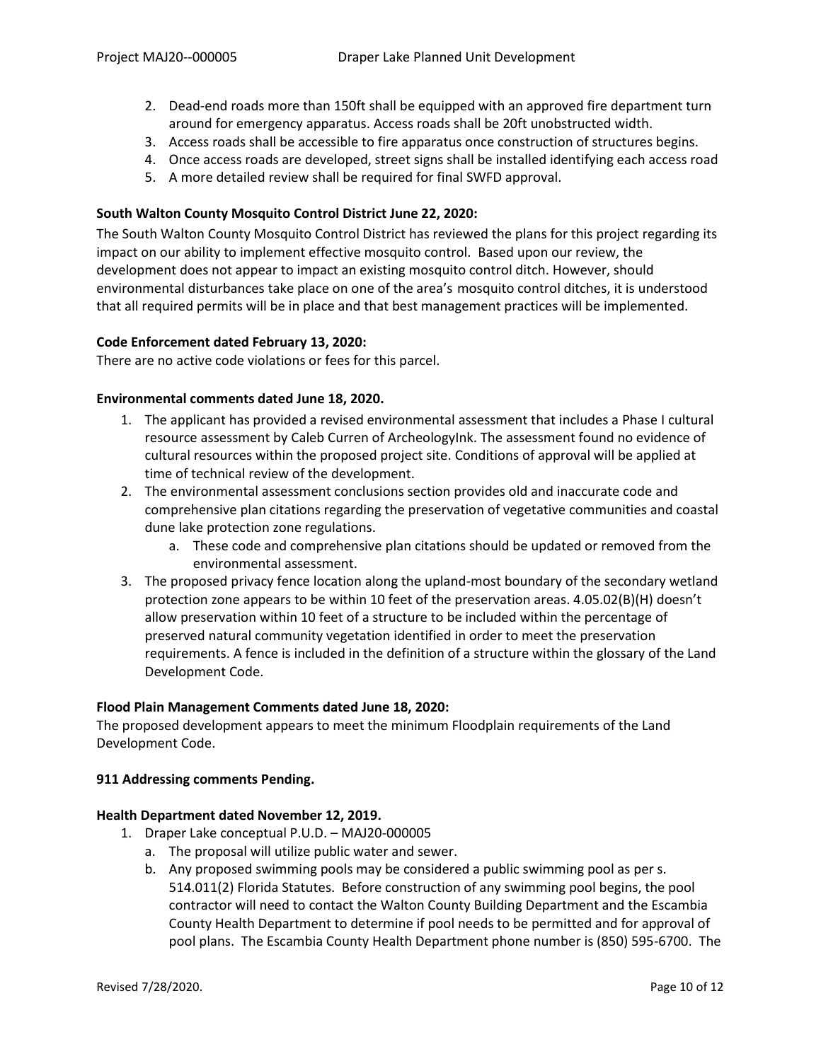2. Dead-end roads more than 150ft shall be equipped with an approved fire department turn around for emergency apparatus. Access roads shall be 20ft unobstructed width.
3. Access roads shall be accessible to fire apparatus once construction of structures begins.
4. Once access roads are developed, street signs shall be installed identifying each access road
5. A more detailed review shall be required for final SWFD approval.

**South Walton County Mosquito Control District June 22, 2020:**

The South Walton County Mosquito Control District has reviewed the plans for this project regarding its impact on our ability to implement effective mosquito control. Based upon our review, the development does not appear to impact an existing mosquito control ditch. However, should environmental disturbances take place on one of the area's mosquito control ditches, it is understood that all required permits will be in place and that best management practices will be implemented.

**Code Enforcement dated February 13, 2020:**

There are no active code violations or fees for this parcel.

**Environmental comments dated June 18, 2020.**

1. The applicant has provided a revised environmental assessment that includes a Phase I cultural resource assessment by Caleb Curren of ArcheologyInk. The assessment found no evidence of cultural resources within the proposed project site. Conditions of approval will be applied at time of technical review of the development.
2. The environmental assessment conclusions section provides old and inaccurate code and comprehensive plan citations regarding the preservation of vegetative communities and coastal dune lake protection zone regulations.
   a. These code and comprehensive plan citations should be updated or removed from the environmental assessment.
3. The proposed privacy fence location along the upland-most boundary of the secondary wetland protection zone appears to be within 10 feet of the preservation areas. 4.05.02(B)(H) doesn't allow preservation within 10 feet of a structure to be included within the percentage of preserved natural community vegetation identified in order to meet the preservation requirements. A fence is included in the definition of a structure within the glossary of the Land Development Code.

**Flood Plain Management Comments dated June 18, 2020:**

The proposed development appears to meet the minimum Floodplain requirements of the Land Development Code.

**911 Addressing comments Pending.**

**Health Department dated November 12, 2019.**

1. Draper Lake conceptual P.U.D. – MAJ20-000005
   a. The proposal will utilize public water and sewer.
   b. Any proposed swimming pools may be considered a public swimming pool as per s. 514.011(2) Florida Statutes. Before construction of any swimming pool begins, the pool contractor will need to contact the Walton County Building Department and the Escambia County Health Department to determine if pool needs to be permitted and for approval of pool plans. The Escambia County Health Department phone number is (850) 595-6700. The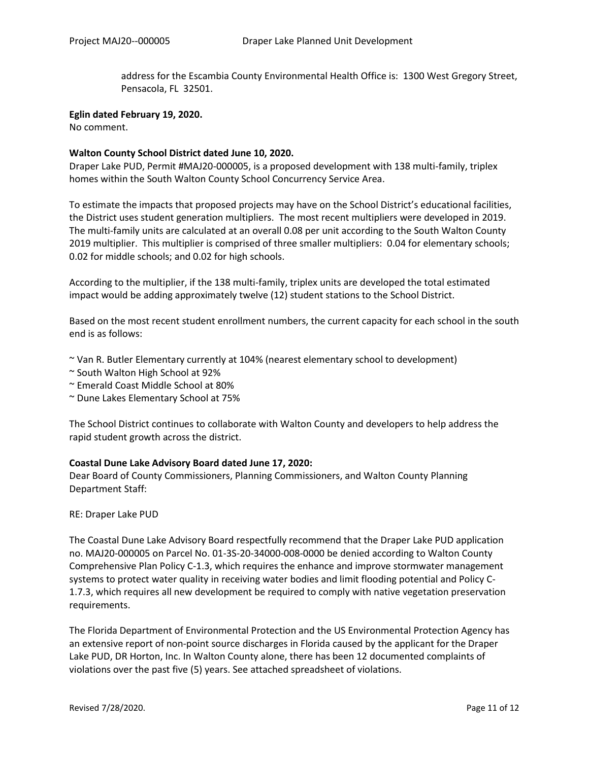address for the Escambia County Environmental Health Office is: 1300 West Gregory Street, Pensacola, FL 32501.

**Eglin dated February 19, 2020.**
No comment.

**Walton County School District dated June 10, 2020.**
Draper Lake PUD, Permit #MAJ20-000005, is a proposed development with 138 multi-family, triplex homes within the South Walton County School Concurrency Service Area.

To estimate the impacts that proposed projects may have on the School District's educational facilities, the District uses student generation multipliers. The most recent multipliers were developed in 2019. The multi-family units are calculated at an overall 0.08 per unit according to the South Walton County 2019 multiplier. This multiplier is comprised of three smaller multipliers: 0.04 for elementary schools; 0.02 for middle schools; and 0.02 for high schools.

According to the multiplier, if the 138 multi-family, triplex units are developed the total estimated impact would be adding approximately twelve (12) student stations to the School District.

Based on the most recent student enrollment numbers, the current capacity for each school in the south end is as follows:

~ Van R. Butler Elementary currently at 104% (nearest elementary school to development)
~ South Walton High School at 92%
~ Emerald Coast Middle School at 80%
~ Dune Lakes Elementary School at 75%

The School District continues to collaborate with Walton County and developers to help address the rapid student growth across the district.

**Coastal Dune Lake Advisory Board dated June 17, 2020:**
Dear Board of County Commissioners, Planning Commissioners, and Walton County Planning Department Staff:

RE: Draper Lake PUD

The Coastal Dune Lake Advisory Board respectfully recommend that the Draper Lake PUD application no. MAJ20-000005 on Parcel No. 01-3S-20-34000-008-0000 be denied according to Walton County Comprehensive Plan Policy C-1.3, which requires the enhance and improve stormwater management systems to protect water quality in receiving water bodies and limit flooding potential and Policy C-1.7.3, which requires all new development be required to comply with native vegetation preservation requirements.

The Florida Department of Environmental Protection and the US Environmental Protection Agency has an extensive report of non-point source discharges in Florida caused by the applicant for the Draper Lake PUD, DR Horton, Inc. In Walton County alone, there has been 12 documented complaints of violations over the past five (5) years. See attached spreadsheet of violations.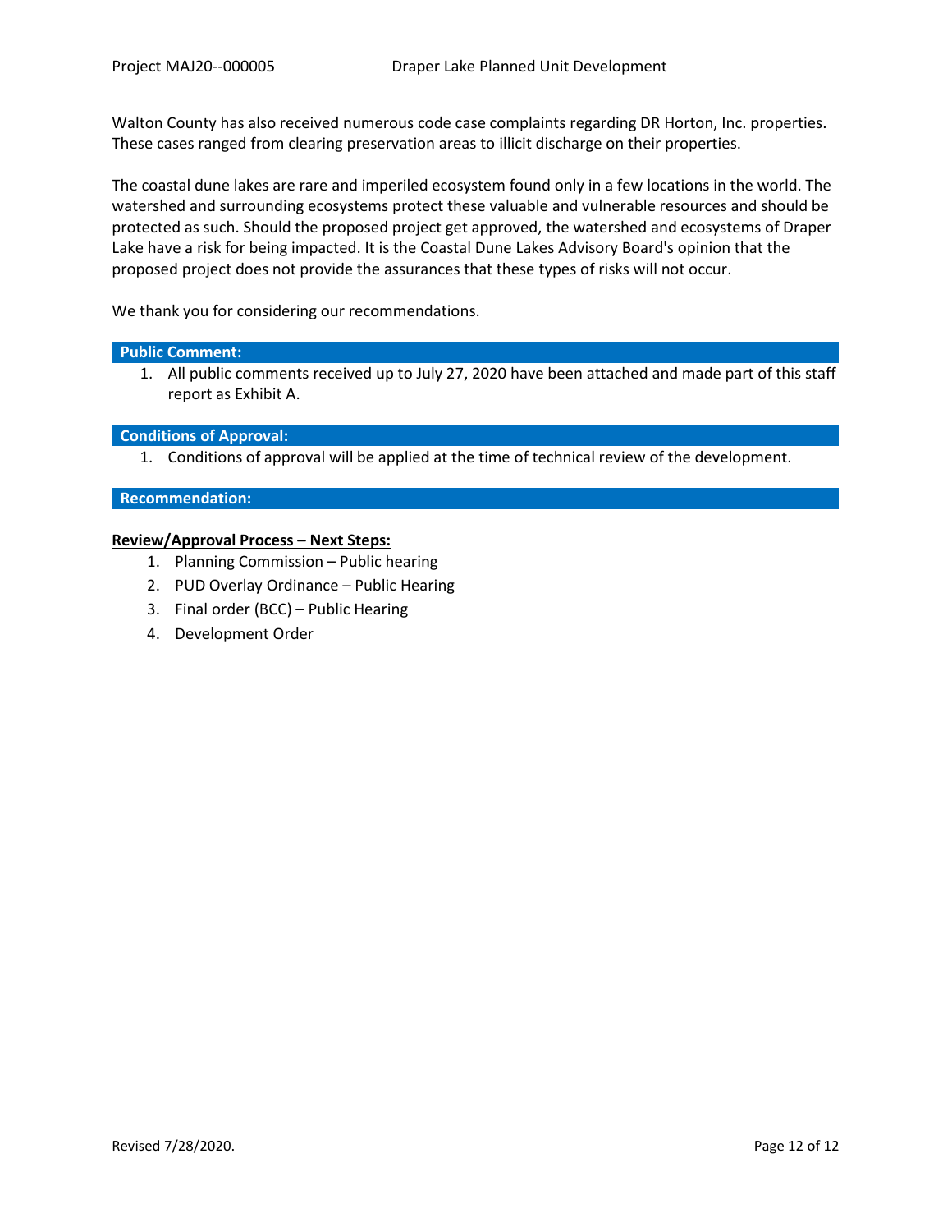Walton County has also received numerous code case complaints regarding DR Horton, Inc. properties. These cases ranged from clearing preservation areas to illicit discharge on their properties.

The coastal dune lakes are rare and imperiled ecosystem found only in a few locations in the world. The watershed and surrounding ecosystems protect these valuable and vulnerable resources and should be protected as such. Should the proposed project get approved, the watershed and ecosystems of Draper Lake have a risk for being impacted. It is the Coastal Dune Lakes Advisory Board's opinion that the proposed project does not provide the assurances that these types of risks will not occur.

We thank you for considering our recommendations.

## Public Comment:

1. All public comments received up to July 27, 2020 have been attached and made part of this staff report as Exhibit A.

## Conditions of Approval:

1. Conditions of approval will be applied at the time of technical review of the development.

## Recommendation:

**Review/Approval Process – Next Steps:**

1. Planning Commission – Public hearing
2. PUD Overlay Ordinance – Public Hearing
3. Final order (BCC) – Public Hearing
4. Development Order

Revised 7/28/2020.